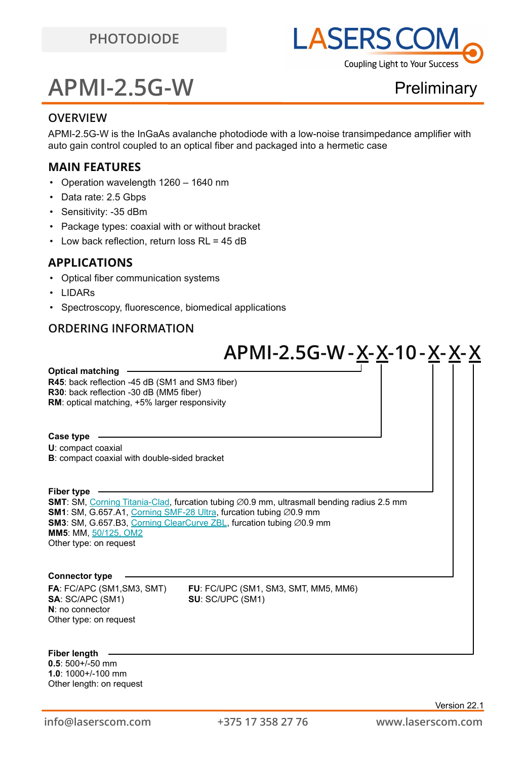PHOTODIODE

# APMI-2.5G-W

Preliminary

## OVERVIEW

APMI-2.5G-W is the InGaAs avalanche photodiode with a low-noise transimpedance amplifier with auto gain control coupled to an optical fiber and packaged into a hermetic case

## MAIN FEATURES

- Operation wavelength 1260 – 1640 nm
- Data rate: 2.5 Gbps
- Sensitivity: -35 dBm
- Package types: coaxial with or without bracket
- Low back reflection, return loss RL = 45 dB

## APPLICATIONS

- Optical fiber communication systems
- LIDARs
- Spectroscopy, fluorescence, biomedical applications

## ORDERING INFORMATION

**APMI-2.5G-W - X-X-10 - X-X-X**

**Optical matching**
**R45**: back reflection -45 dB (SM1 and SM3 fiber)
**R30**: back reflection -30 dB (MM5 fiber)
**RM**: optical matching, +5% larger responsivity

**Case type**
**U**: compact coaxial
**B**: compact coaxial with double-sided bracket

**Fiber type**
**SMT**: SM, Corning Titania-Clad, furcation tubing ∅0.9 mm, ultrasmall bending radius 2.5 mm
**SM1**: SM, G.657.A1, Corning SMF-28 Ultra, furcation tubing ∅0.9 mm
**SM3**: SM, G.657.B3, Corning ClearCurve ZBL, furcation tubing ∅0.9 mm
**MM5**: MM, 50/125, OM2
Other type: on request

**Connector type**
**FA**: FC/APC (SM1,SM3, SMT)
**SA**: SC/APC (SM1)
**N**: no connector
Other type: on request
**FU**: FC/UPC (SM1, SM3, SMT, MM5, MM6)
**SU**: SC/UPC (SM1)

**Fiber length**
**0.5**: 500+/-50 mm
**1.0**: 1000+/-100 mm
Other length: on request

Version 22.1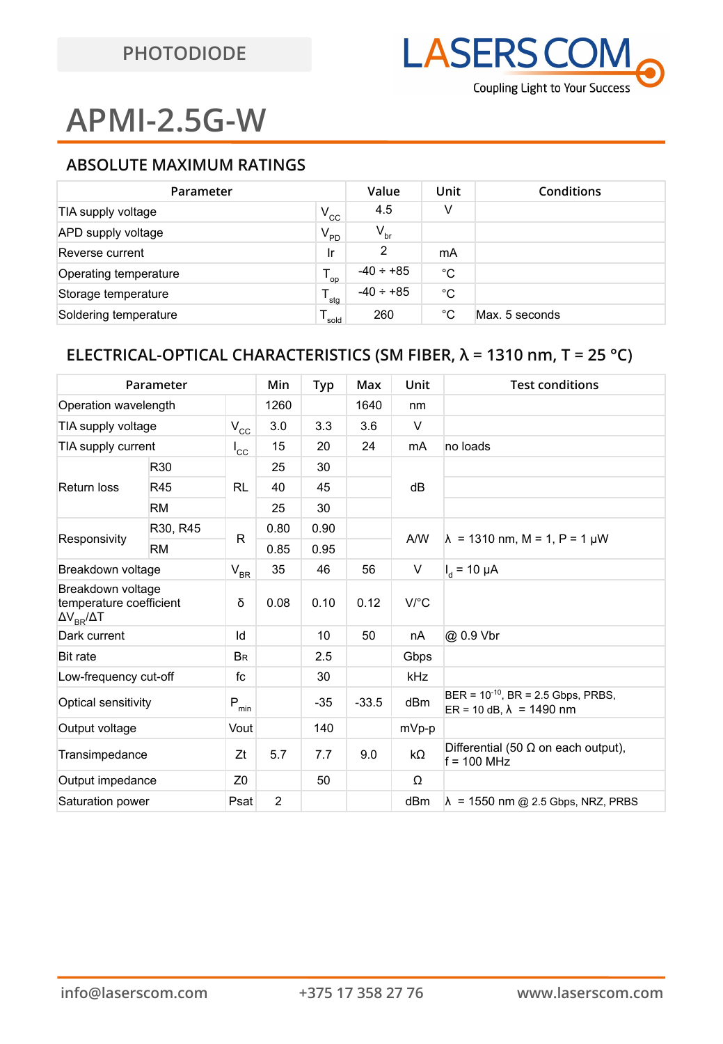PHOTODIODE

# APMI-2.5G-W

## ABSOLUTE MAXIMUM RATINGS

| Parameter | | Value | Unit | Conditions |
|---|---|---|---|---|
| TIA supply voltage | $V_{CC}$ | 4.5 | V | |
| APD supply voltage | $V_{PD}$ | $V_{br}$ | | |
| Reverse current | Ir | 2 | mA | |
| Operating temperature | $T_{op}$ | -40 ÷ +85 | °C | |
| Storage temperature | $T_{stg}$ | -40 ÷ +85 | °C | |
| Soldering temperature | $T_{sold}$ | 260 | °C | Max. 5 seconds |

## ELECTRICAL-OPTICAL CHARACTERISTICS (SM FIBER, λ = 1310 nm, T = 25 °C)

| Parameter | | | Min | Typ | Max | Unit | Test conditions |
|---|---|---|---|---|---|---|---|
| Operation wavelength | | | 1260 | | 1640 | nm | |
| TIA supply voltage | | $V_{CC}$ | 3.0 | 3.3 | 3.6 | V | |
| TIA supply current | | $I_{CC}$ | 15 | 20 | 24 | mA | no loads |
| Return loss | R30 | RL | 25 | 30 | | dB | |
| | R45 | | 40 | 45 | | | |
| | RM | | 25 | 30 | | | |
| Responsivity | R30, R45 | R | 0.80 | 0.90 | | A/W | λ = 1310 nm, M = 1, P = 1 µW |
| | RM | | 0.85 | 0.95 | | | |
| Breakdown voltage | | $V_{BR}$ | 35 | 46 | 56 | V | $I_d$ = 10 µA |
| Breakdown voltage temperature coefficient $\Delta V_{BR}/\Delta T$ | | δ | 0.08 | 0.10 | 0.12 | V/°C | |
| Dark current | | Id | | 10 | 50 | nA | @ 0.9 Vbr |
| Bit rate | | BR | | 2.5 | | Gbps | |
| Low-frequency cut-off | | fc | | 30 | | kHz | |
| Optical sensitivity | | $P_{min}$ | | -35 | -33.5 | dBm | BER = $10^{-10}$, BR = 2.5 Gbps, PRBS, ER = 10 dB, λ = 1490 nm |
| Output voltage | | Vout | | 140 | | mVp-p | |
| Transimpedance | | Zt | 5.7 | 7.7 | 9.0 | kΩ | Differential (50 Ω on each output), f = 100 MHz |
| Output impedance | | Z0 | | 50 | | Ω | |
| Saturation power | | Psat | 2 | | | dBm | λ = 1550 nm @ 2.5 Gbps, NRZ, PRBS |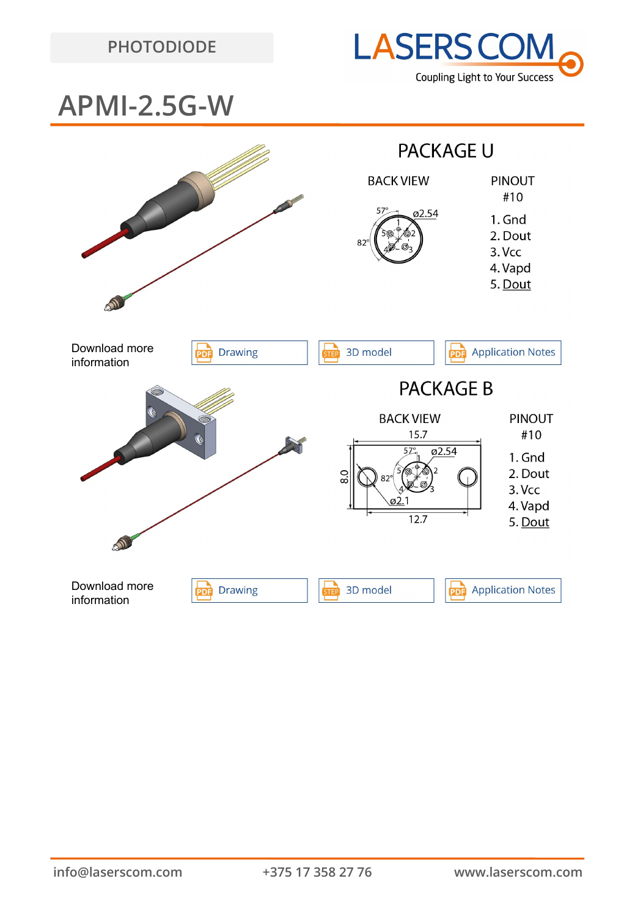PHOTODIODE

# APMI-2.5G-W

## PACKAGE U

BACK VIEW

57° ø2.54 82°

PINOUT #10

1. Gnd
2. Dout
3. Vcc
4. Vapd
5. Dout

Download more information

Drawing | 3D model | Application Notes

## PACKAGE B

BACK VIEW

15.7, 8.0, 57°, ø2.54, 82°, ø2.1, 12.7

PINOUT #10

1. Gnd
2. Dout
3. Vcc
4. Vapd
5. Dout

Download more information

Drawing | 3D model | Application Notes

info@laserscom.com +375 17 358 27 76 www.laserscom.com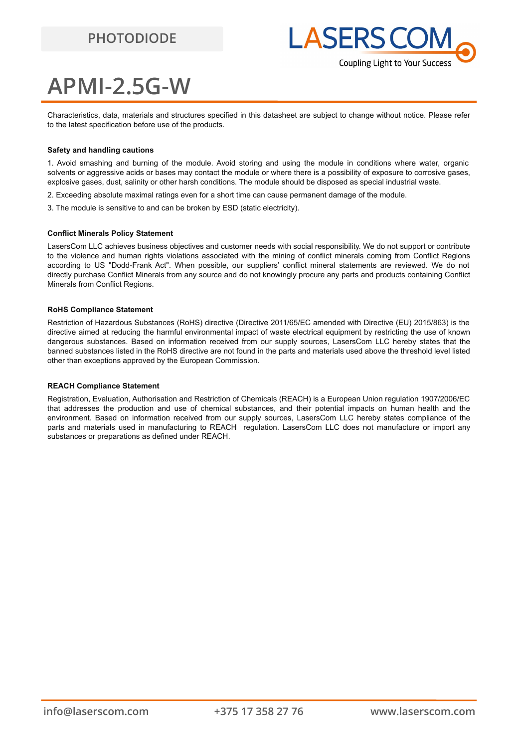PHOTODIODE

# APMI-2.5G-W

Characteristics, data, materials and structures specified in this datasheet are subject to change without notice. Please refer to the latest specification before use of the products.

**Safety and handling cautions**

1. Avoid smashing and burning of the module. Avoid storing and using the module in conditions where water, organic solvents or aggressive acids or bases may contact the module or where there is a possibility of exposure to corrosive gases, explosive gases, dust, salinity or other harsh conditions. The module should be disposed as special industrial waste.
2. Exceeding absolute maximal ratings even for a short time can cause permanent damage of the module.
3. The module is sensitive to and can be broken by ESD (static electricity).

**Conflict Minerals Policy Statement**

LasersCom LLC achieves business objectives and customer needs with social responsibility. We do not support or contribute to the violence and human rights violations associated with the mining of conflict minerals coming from Conflict Regions according to US "Dodd-Frank Act". When possible, our suppliers' conflict mineral statements are reviewed. We do not directly purchase Conflict Minerals from any source and do not knowingly procure any parts and products containing Conflict Minerals from Conflict Regions.

**RoHS Compliance Statement**

Restriction of Hazardous Substances (RoHS) directive (Directive 2011/65/EC amended with Directive (EU) 2015/863) is the directive aimed at reducing the harmful environmental impact of waste electrical equipment by restricting the use of known dangerous substances. Based on information received from our supply sources, LasersCom LLC hereby states that the banned substances listed in the RoHS directive are not found in the parts and materials used above the threshold level listed other than exceptions approved by the European Commission.

**REACH Compliance Statement**

Registration, Evaluation, Authorisation and Restriction of Chemicals (REACH) is a European Union regulation 1907/2006/EC that addresses the production and use of chemical substances, and their potential impacts on human health and the environment. Based on information received from our supply sources, LasersCom LLC hereby states compliance of the parts and materials used in manufacturing to REACH regulation. LasersCom LLC does not manufacture or import any substances or preparations as defined under REACH.